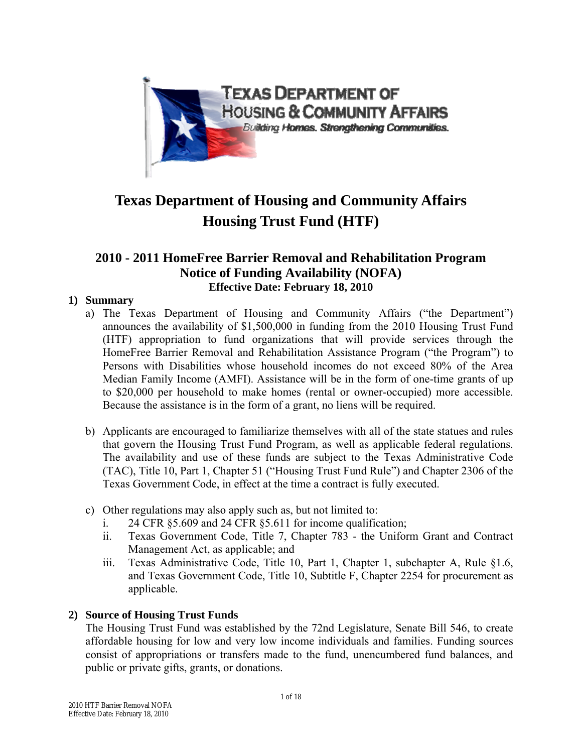# Texas Department of Housing and Community Affairs
# Housing Trust Fund (HTF)

## 2010 - 2011 HomeFree Barrier Removal and Rehabilitation Program
## Notice of Funding Availability (NOFA)
### Effective Date: February 18, 2010

**1) Summary**

a) The Texas Department of Housing and Community Affairs ("the Department") announces the availability of $1,500,000 in funding from the 2010 Housing Trust Fund (HTF) appropriation to fund organizations that will provide services through the HomeFree Barrier Removal and Rehabilitation Assistance Program ("the Program") to Persons with Disabilities whose household incomes do not exceed 80% of the Area Median Family Income (AMFI). Assistance will be in the form of one-time grants of up to $20,000 per household to make homes (rental or owner-occupied) more accessible. Because the assistance is in the form of a grant, no liens will be required.

b) Applicants are encouraged to familiarize themselves with all of the state statues and rules that govern the Housing Trust Fund Program, as well as applicable federal regulations. The availability and use of these funds are subject to the Texas Administrative Code (TAC), Title 10, Part 1, Chapter 51 ("Housing Trust Fund Rule") and Chapter 2306 of the Texas Government Code, in effect at the time a contract is fully executed.

c) Other regulations may also apply such as, but not limited to:
   i. 24 CFR §5.609 and 24 CFR §5.611 for income qualification;
   ii. Texas Government Code, Title 7, Chapter 783 - the Uniform Grant and Contract Management Act, as applicable; and
   iii. Texas Administrative Code, Title 10, Part 1, Chapter 1, subchapter A, Rule §1.6, and Texas Government Code, Title 10, Subtitle F, Chapter 2254 for procurement as applicable.

**2) Source of Housing Trust Funds**

The Housing Trust Fund was established by the 72nd Legislature, Senate Bill 546, to create affordable housing for low and very low income individuals and families. Funding sources consist of appropriations or transfers made to the fund, unencumbered fund balances, and public or private gifts, grants, or donations.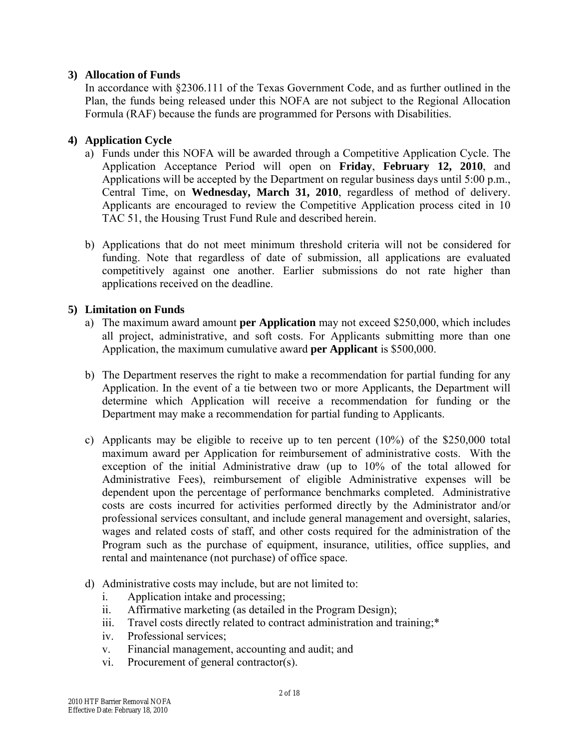### 3) Allocation of Funds

In accordance with §2306.111 of the Texas Government Code, and as further outlined in the Plan, the funds being released under this NOFA are not subject to the Regional Allocation Formula (RAF) because the funds are programmed for Persons with Disabilities.

### 4) Application Cycle

a) Funds under this NOFA will be awarded through a Competitive Application Cycle. The Application Acceptance Period will open on **Friday**, **February 12, 2010**, and Applications will be accepted by the Department on regular business days until 5:00 p.m., Central Time, on **Wednesday, March 31, 2010**, regardless of method of delivery. Applicants are encouraged to review the Competitive Application process cited in 10 TAC 51, the Housing Trust Fund Rule and described herein.

b) Applications that do not meet minimum threshold criteria will not be considered for funding. Note that regardless of date of submission, all applications are evaluated competitively against one another. Earlier submissions do not rate higher than applications received on the deadline.

### 5) Limitation on Funds

a) The maximum award amount **per Application** may not exceed $250,000, which includes all project, administrative, and soft costs. For Applicants submitting more than one Application, the maximum cumulative award **per Applicant** is $500,000.

b) The Department reserves the right to make a recommendation for partial funding for any Application. In the event of a tie between two or more Applicants, the Department will determine which Application will receive a recommendation for funding or the Department may make a recommendation for partial funding to Applicants.

c) Applicants may be eligible to receive up to ten percent (10%) of the $250,000 total maximum award per Application for reimbursement of administrative costs. With the exception of the initial Administrative draw (up to 10% of the total allowed for Administrative Fees), reimbursement of eligible Administrative expenses will be dependent upon the percentage of performance benchmarks completed. Administrative costs are costs incurred for activities performed directly by the Administrator and/or professional services consultant, and include general management and oversight, salaries, wages and related costs of staff, and other costs required for the administration of the Program such as the purchase of equipment, insurance, utilities, office supplies, and rental and maintenance (not purchase) of office space.

d) Administrative costs may include, but are not limited to:
   i. Application intake and processing;
   ii. Affirmative marketing (as detailed in the Program Design);
   iii. Travel costs directly related to contract administration and training;*
   iv. Professional services;
   v. Financial management, accounting and audit; and
   vi. Procurement of general contractor(s).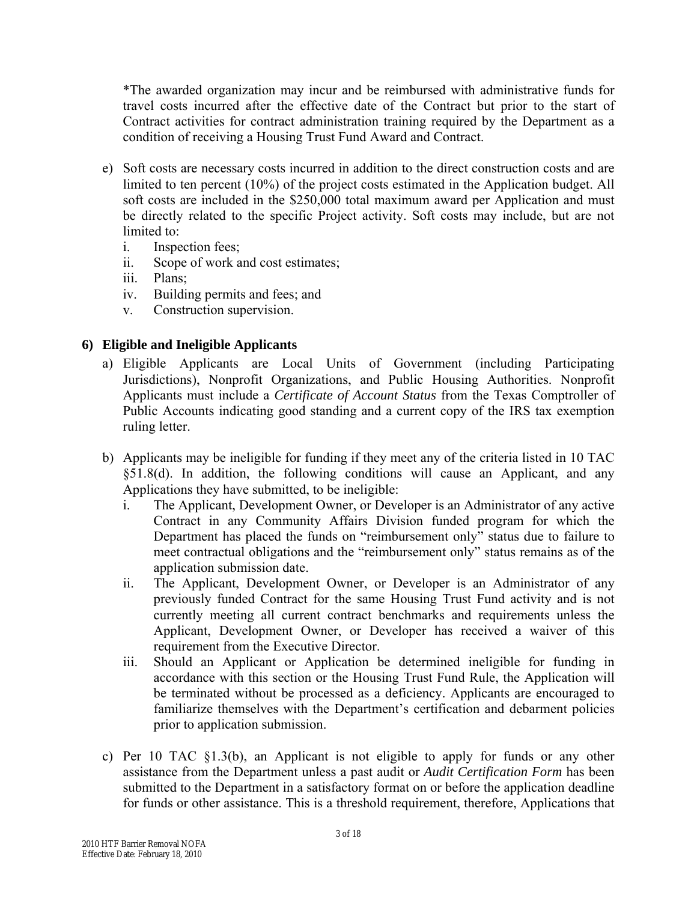*The awarded organization may incur and be reimbursed with administrative funds for travel costs incurred after the effective date of the Contract but prior to the start of Contract activities for contract administration training required by the Department as a condition of receiving a Housing Trust Fund Award and Contract.

e) Soft costs are necessary costs incurred in addition to the direct construction costs and are limited to ten percent (10%) of the project costs estimated in the Application budget. All soft costs are included in the $250,000 total maximum award per Application and must be directly related to the specific Project activity. Soft costs may include, but are not limited to:
   i. Inspection fees;
   ii. Scope of work and cost estimates;
   iii. Plans;
   iv. Building permits and fees; and
   v. Construction supervision.

## 6) Eligible and Ineligible Applicants

a) Eligible Applicants are Local Units of Government (including Participating Jurisdictions), Nonprofit Organizations, and Public Housing Authorities. Nonprofit Applicants must include a *Certificate of Account Status* from the Texas Comptroller of Public Accounts indicating good standing and a current copy of the IRS tax exemption ruling letter.

b) Applicants may be ineligible for funding if they meet any of the criteria listed in 10 TAC §51.8(d). In addition, the following conditions will cause an Applicant, and any Applications they have submitted, to be ineligible:
   i. The Applicant, Development Owner, or Developer is an Administrator of any active Contract in any Community Affairs Division funded program for which the Department has placed the funds on "reimbursement only" status due to failure to meet contractual obligations and the "reimbursement only" status remains as of the application submission date.
   ii. The Applicant, Development Owner, or Developer is an Administrator of any previously funded Contract for the same Housing Trust Fund activity and is not currently meeting all current contract benchmarks and requirements unless the Applicant, Development Owner, or Developer has received a waiver of this requirement from the Executive Director.
   iii. Should an Applicant or Application be determined ineligible for funding in accordance with this section or the Housing Trust Fund Rule, the Application will be terminated without be processed as a deficiency. Applicants are encouraged to familiarize themselves with the Department's certification and debarment policies prior to application submission.

c) Per 10 TAC §1.3(b), an Applicant is not eligible to apply for funds or any other assistance from the Department unless a past audit or *Audit Certification Form* has been submitted to the Department in a satisfactory format on or before the application deadline for funds or other assistance. This is a threshold requirement, therefore, Applications that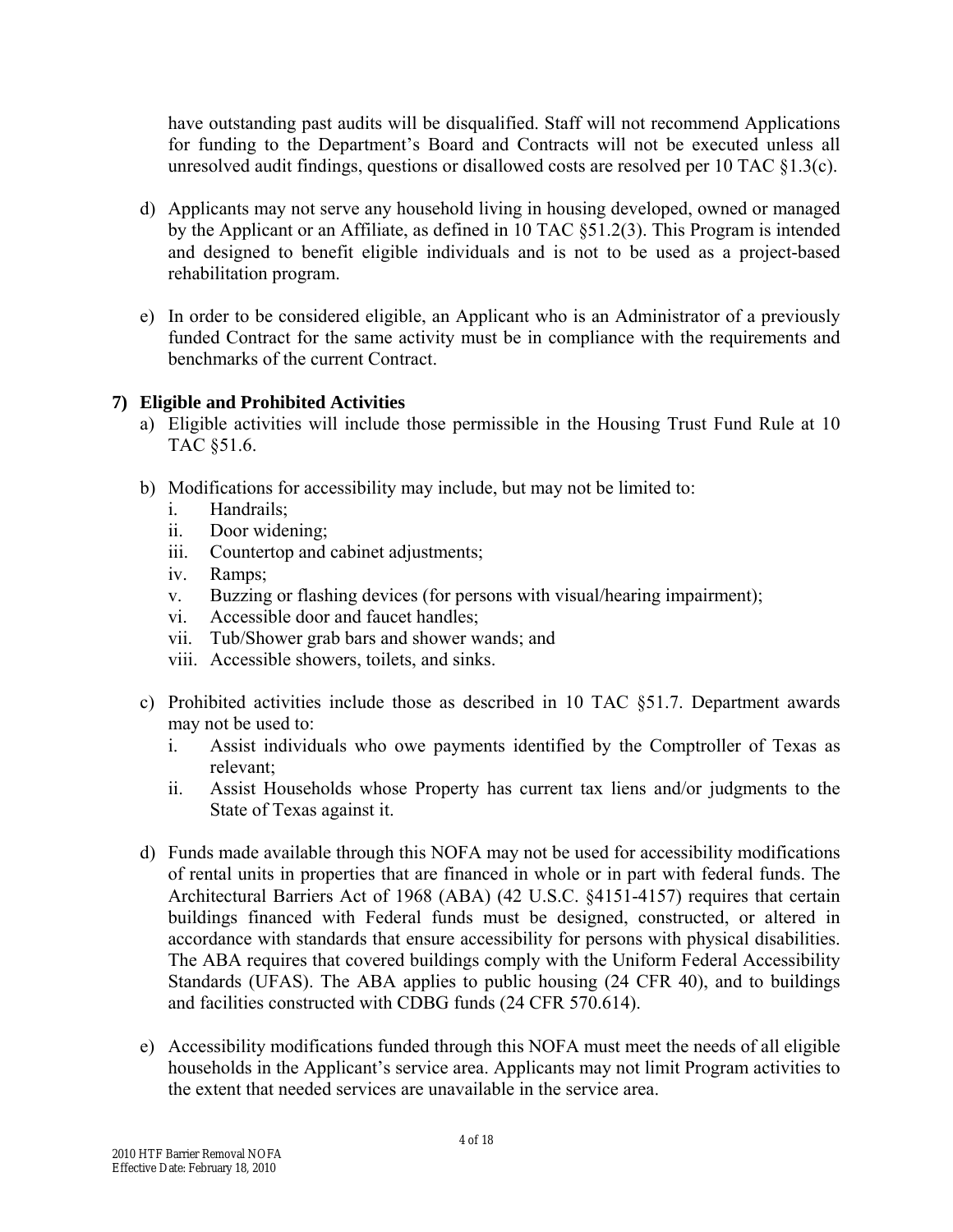have outstanding past audits will be disqualified. Staff will not recommend Applications for funding to the Department's Board and Contracts will not be executed unless all unresolved audit findings, questions or disallowed costs are resolved per 10 TAC §1.3(c).

d) Applicants may not serve any household living in housing developed, owned or managed by the Applicant or an Affiliate, as defined in 10 TAC §51.2(3). This Program is intended and designed to benefit eligible individuals and is not to be used as a project-based rehabilitation program.

e) In order to be considered eligible, an Applicant who is an Administrator of a previously funded Contract for the same activity must be in compliance with the requirements and benchmarks of the current Contract.

## 7) Eligible and Prohibited Activities

a) Eligible activities will include those permissible in the Housing Trust Fund Rule at 10 TAC §51.6.

b) Modifications for accessibility may include, but may not be limited to:
   i. Handrails;
   ii. Door widening;
   iii. Countertop and cabinet adjustments;
   iv. Ramps;
   v. Buzzing or flashing devices (for persons with visual/hearing impairment);
   vi. Accessible door and faucet handles;
   vii. Tub/Shower grab bars and shower wands; and
   viii. Accessible showers, toilets, and sinks.

c) Prohibited activities include those as described in 10 TAC §51.7. Department awards may not be used to:
   i. Assist individuals who owe payments identified by the Comptroller of Texas as relevant;
   ii. Assist Households whose Property has current tax liens and/or judgments to the State of Texas against it.

d) Funds made available through this NOFA may not be used for accessibility modifications of rental units in properties that are financed in whole or in part with federal funds. The Architectural Barriers Act of 1968 (ABA) (42 U.S.C. §4151-4157) requires that certain buildings financed with Federal funds must be designed, constructed, or altered in accordance with standards that ensure accessibility for persons with physical disabilities. The ABA requires that covered buildings comply with the Uniform Federal Accessibility Standards (UFAS). The ABA applies to public housing (24 CFR 40), and to buildings and facilities constructed with CDBG funds (24 CFR 570.614).

e) Accessibility modifications funded through this NOFA must meet the needs of all eligible households in the Applicant's service area. Applicants may not limit Program activities to the extent that needed services are unavailable in the service area.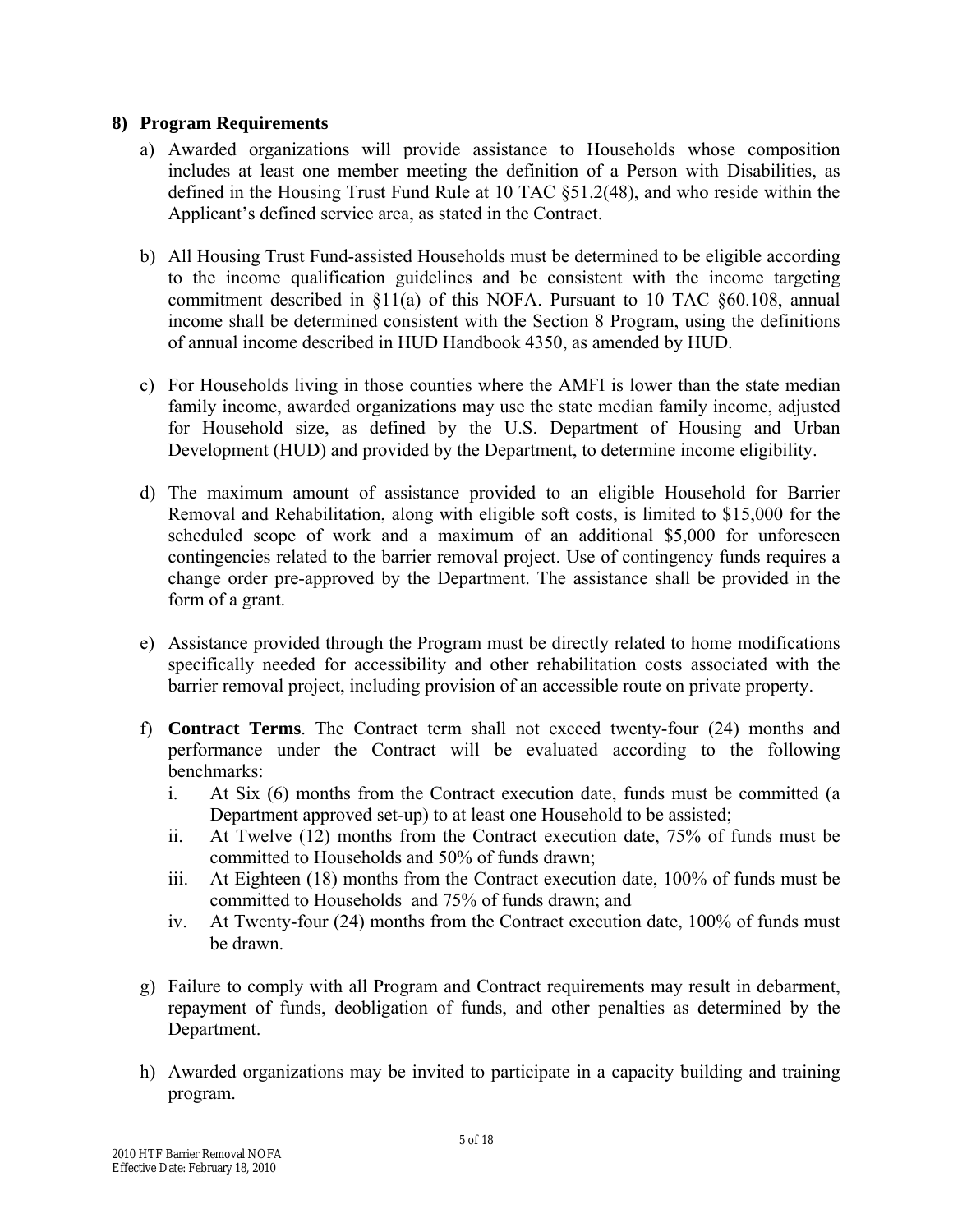## 8) Program Requirements

a) Awarded organizations will provide assistance to Households whose composition includes at least one member meeting the definition of a Person with Disabilities, as defined in the Housing Trust Fund Rule at 10 TAC §51.2(48), and who reside within the Applicant's defined service area, as stated in the Contract.

b) All Housing Trust Fund-assisted Households must be determined to be eligible according to the income qualification guidelines and be consistent with the income targeting commitment described in §11(a) of this NOFA. Pursuant to 10 TAC §60.108, annual income shall be determined consistent with the Section 8 Program, using the definitions of annual income described in HUD Handbook 4350, as amended by HUD.

c) For Households living in those counties where the AMFI is lower than the state median family income, awarded organizations may use the state median family income, adjusted for Household size, as defined by the U.S. Department of Housing and Urban Development (HUD) and provided by the Department, to determine income eligibility.

d) The maximum amount of assistance provided to an eligible Household for Barrier Removal and Rehabilitation, along with eligible soft costs, is limited to $15,000 for the scheduled scope of work and a maximum of an additional $5,000 for unforeseen contingencies related to the barrier removal project. Use of contingency funds requires a change order pre-approved by the Department. The assistance shall be provided in the form of a grant.

e) Assistance provided through the Program must be directly related to home modifications specifically needed for accessibility and other rehabilitation costs associated with the barrier removal project, including provision of an accessible route on private property.

f) **Contract Terms**. The Contract term shall not exceed twenty-four (24) months and performance under the Contract will be evaluated according to the following benchmarks:
   i. At Six (6) months from the Contract execution date, funds must be committed (a Department approved set-up) to at least one Household to be assisted;
   ii. At Twelve (12) months from the Contract execution date, 75% of funds must be committed to Households and 50% of funds drawn;
   iii. At Eighteen (18) months from the Contract execution date, 100% of funds must be committed to Households and 75% of funds drawn; and
   iv. At Twenty-four (24) months from the Contract execution date, 100% of funds must be drawn.

g) Failure to comply with all Program and Contract requirements may result in debarment, repayment of funds, deobligation of funds, and other penalties as determined by the Department.

h) Awarded organizations may be invited to participate in a capacity building and training program.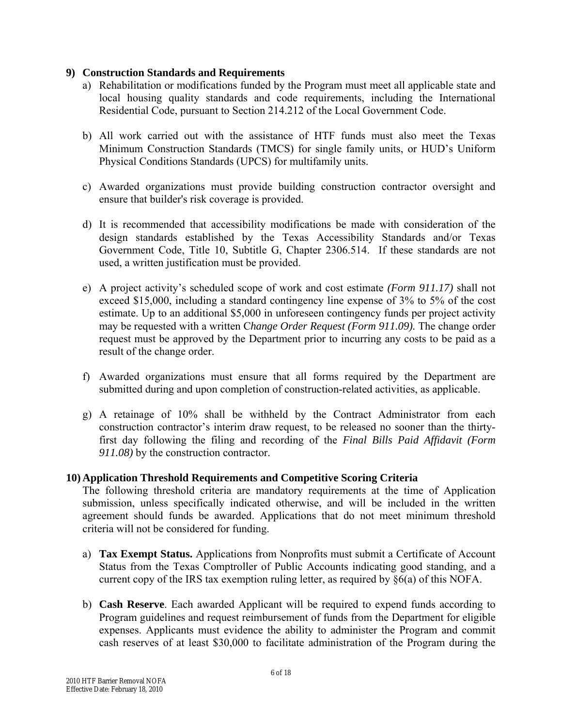## 9) Construction Standards and Requirements

a) Rehabilitation or modifications funded by the Program must meet all applicable state and local housing quality standards and code requirements, including the International Residential Code, pursuant to Section 214.212 of the Local Government Code.

b) All work carried out with the assistance of HTF funds must also meet the Texas Minimum Construction Standards (TMCS) for single family units, or HUD's Uniform Physical Conditions Standards (UPCS) for multifamily units.

c) Awarded organizations must provide building construction contractor oversight and ensure that builder's risk coverage is provided.

d) It is recommended that accessibility modifications be made with consideration of the design standards established by the Texas Accessibility Standards and/or Texas Government Code, Title 10, Subtitle G, Chapter 2306.514. If these standards are not used, a written justification must be provided.

e) A project activity's scheduled scope of work and cost estimate *(Form 911.17)* shall not exceed $15,000, including a standard contingency line expense of 3% to 5% of the cost estimate. Up to an additional $5,000 in unforeseen contingency funds per project activity may be requested with a written C*hange Order Request (Form 911.09).* The change order request must be approved by the Department prior to incurring any costs to be paid as a result of the change order.

f) Awarded organizations must ensure that all forms required by the Department are submitted during and upon completion of construction-related activities, as applicable.

g) A retainage of 10% shall be withheld by the Contract Administrator from each construction contractor's interim draw request, to be released no sooner than the thirty-first day following the filing and recording of the *Final Bills Paid Affidavit (Form 911.08)* by the construction contractor.

## 10) Application Threshold Requirements and Competitive Scoring Criteria

The following threshold criteria are mandatory requirements at the time of Application submission, unless specifically indicated otherwise, and will be included in the written agreement should funds be awarded. Applications that do not meet minimum threshold criteria will not be considered for funding.

a) **Tax Exempt Status.** Applications from Nonprofits must submit a Certificate of Account Status from the Texas Comptroller of Public Accounts indicating good standing, and a current copy of the IRS tax exemption ruling letter, as required by §6(a) of this NOFA.

b) **Cash Reserve**. Each awarded Applicant will be required to expend funds according to Program guidelines and request reimbursement of funds from the Department for eligible expenses. Applicants must evidence the ability to administer the Program and commit cash reserves of at least $30,000 to facilitate administration of the Program during the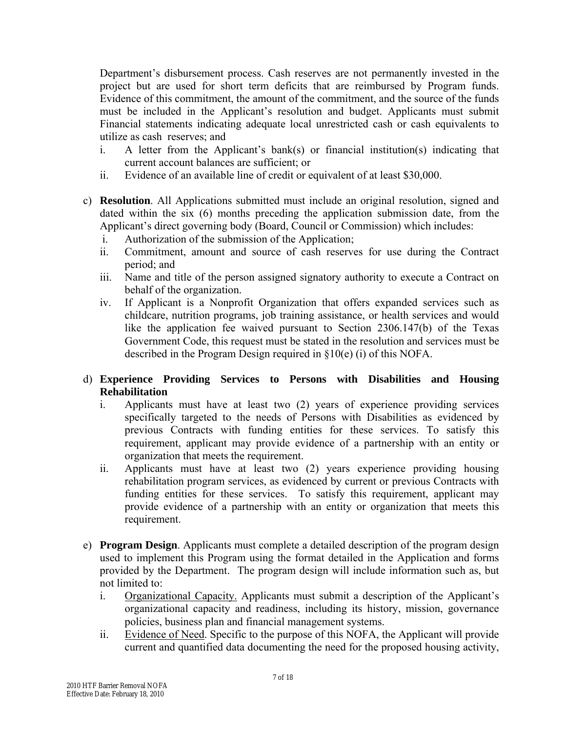Department's disbursement process. Cash reserves are not permanently invested in the project but are used for short term deficits that are reimbursed by Program funds. Evidence of this commitment, the amount of the commitment, and the source of the funds must be included in the Applicant's resolution and budget. Applicants must submit Financial statements indicating adequate local unrestricted cash or cash equivalents to utilize as cash reserves; and

i. A letter from the Applicant's bank(s) or financial institution(s) indicating that current account balances are sufficient; or
ii. Evidence of an available line of credit or equivalent of at least $30,000.

c) **Resolution**. All Applications submitted must include an original resolution, signed and dated within the six (6) months preceding the application submission date, from the Applicant's direct governing body (Board, Council or Commission) which includes:

i. Authorization of the submission of the Application;
ii. Commitment, amount and source of cash reserves for use during the Contract period; and
iii. Name and title of the person assigned signatory authority to execute a Contract on behalf of the organization.
iv. If Applicant is a Nonprofit Organization that offers expanded services such as childcare, nutrition programs, job training assistance, or health services and would like the application fee waived pursuant to Section 2306.147(b) of the Texas Government Code, this request must be stated in the resolution and services must be described in the Program Design required in §10(e) (i) of this NOFA.

d) **Experience Providing Services to Persons with Disabilities and Housing Rehabilitation**

i. Applicants must have at least two (2) years of experience providing services specifically targeted to the needs of Persons with Disabilities as evidenced by previous Contracts with funding entities for these services. To satisfy this requirement, applicant may provide evidence of a partnership with an entity or organization that meets the requirement.
ii. Applicants must have at least two (2) years experience providing housing rehabilitation program services, as evidenced by current or previous Contracts with funding entities for these services. To satisfy this requirement, applicant may provide evidence of a partnership with an entity or organization that meets this requirement.

e) **Program Design**. Applicants must complete a detailed description of the program design used to implement this Program using the format detailed in the Application and forms provided by the Department. The program design will include information such as, but not limited to:

i. <u>Organizational Capacity.</u> Applicants must submit a description of the Applicant's organizational capacity and readiness, including its history, mission, governance policies, business plan and financial management systems.
ii. <u>Evidence of Need</u>. Specific to the purpose of this NOFA, the Applicant will provide current and quantified data documenting the need for the proposed housing activity,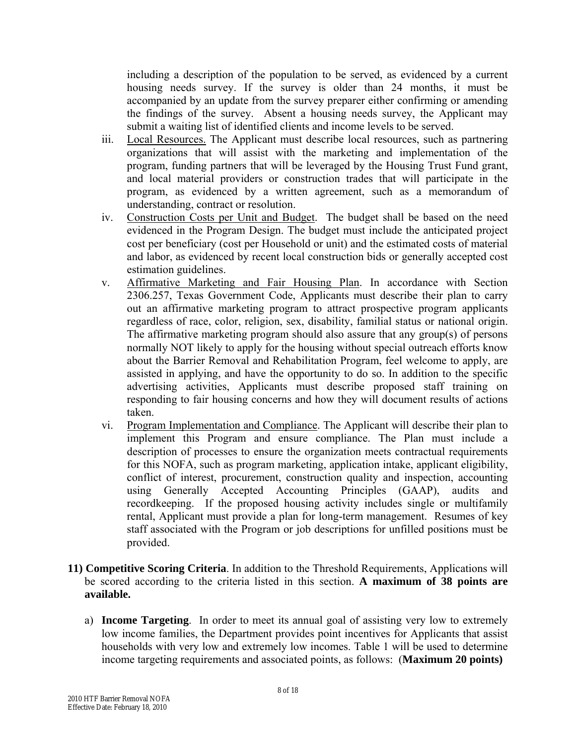including a description of the population to be served, as evidenced by a current housing needs survey. If the survey is older than 24 months, it must be accompanied by an update from the survey preparer either confirming or amending the findings of the survey. Absent a housing needs survey, the Applicant may submit a waiting list of identified clients and income levels to be served.

iii. Local Resources. The Applicant must describe local resources, such as partnering organizations that will assist with the marketing and implementation of the program, funding partners that will be leveraged by the Housing Trust Fund grant, and local material providers or construction trades that will participate in the program, as evidenced by a written agreement, such as a memorandum of understanding, contract or resolution.

iv. Construction Costs per Unit and Budget. The budget shall be based on the need evidenced in the Program Design. The budget must include the anticipated project cost per beneficiary (cost per Household or unit) and the estimated costs of material and labor, as evidenced by recent local construction bids or generally accepted cost estimation guidelines.

v. Affirmative Marketing and Fair Housing Plan. In accordance with Section 2306.257, Texas Government Code, Applicants must describe their plan to carry out an affirmative marketing program to attract prospective program applicants regardless of race, color, religion, sex, disability, familial status or national origin. The affirmative marketing program should also assure that any group(s) of persons normally NOT likely to apply for the housing without special outreach efforts know about the Barrier Removal and Rehabilitation Program, feel welcome to apply, are assisted in applying, and have the opportunity to do so. In addition to the specific advertising activities, Applicants must describe proposed staff training on responding to fair housing concerns and how they will document results of actions taken.

vi. Program Implementation and Compliance. The Applicant will describe their plan to implement this Program and ensure compliance. The Plan must include a description of processes to ensure the organization meets contractual requirements for this NOFA, such as program marketing, application intake, applicant eligibility, conflict of interest, procurement, construction quality and inspection, accounting using Generally Accepted Accounting Principles (GAAP), audits and recordkeeping. If the proposed housing activity includes single or multifamily rental, Applicant must provide a plan for long-term management. Resumes of key staff associated with the Program or job descriptions for unfilled positions must be provided.

**11) Competitive Scoring Criteria**. In addition to the Threshold Requirements, Applications will be scored according to the criteria listed in this section. **A maximum of 38 points are available.**

a) **Income Targeting**. In order to meet its annual goal of assisting very low to extremely low income families, the Department provides point incentives for Applicants that assist households with very low and extremely low incomes. Table 1 will be used to determine income targeting requirements and associated points, as follows: (**Maximum 20 points)**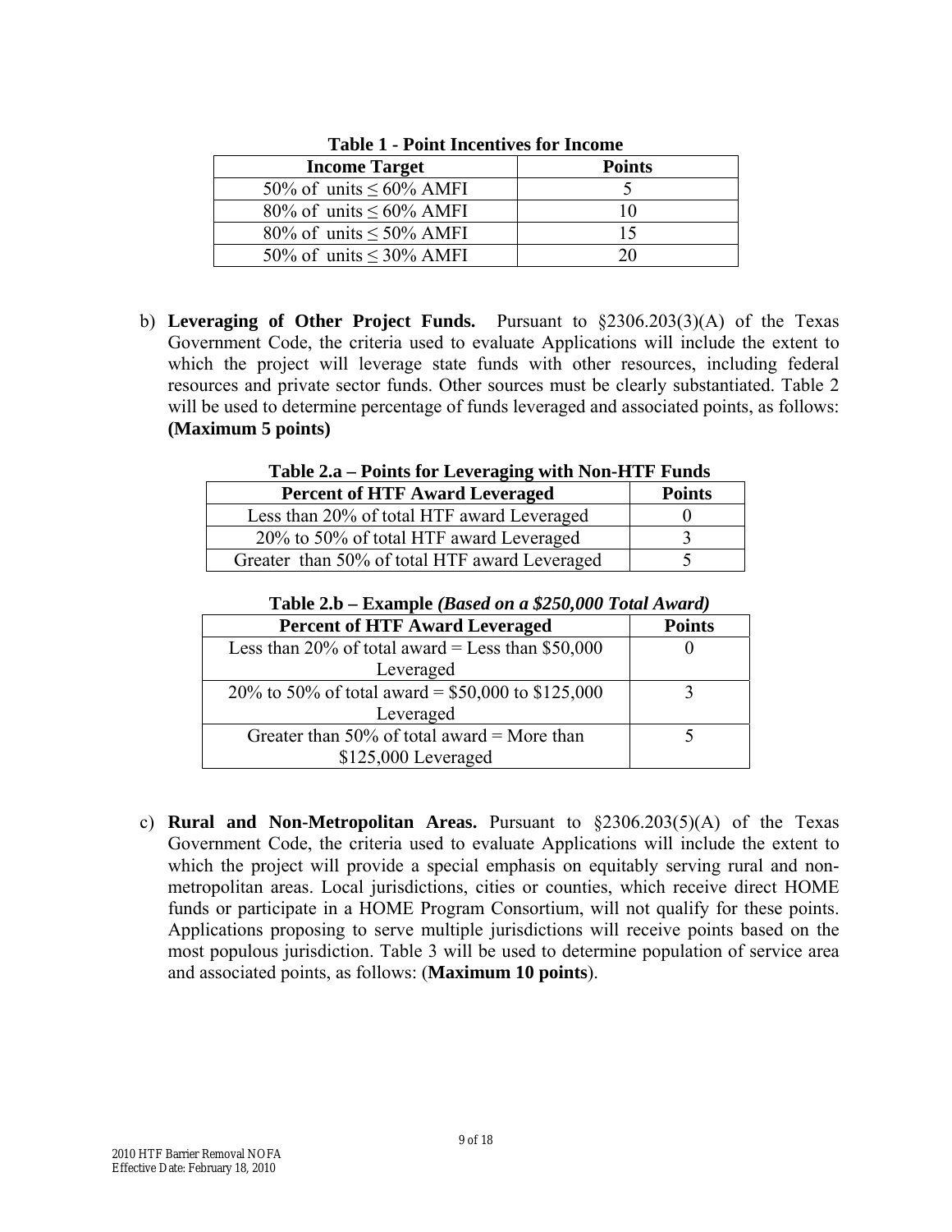**Table 1 - Point Incentives for Income**

| Income Target | Points |
|---|---|
| 50% of units ≤ 60% AMFI | 5 |
| 80% of units ≤ 60% AMFI | 10 |
| 80% of units ≤ 50% AMFI | 15 |
| 50% of units ≤ 30% AMFI | 20 |

b) **Leveraging of Other Project Funds.** Pursuant to §2306.203(3)(A) of the Texas Government Code, the criteria used to evaluate Applications will include the extent to which the project will leverage state funds with other resources, including federal resources and private sector funds. Other sources must be clearly substantiated. Table 2 will be used to determine percentage of funds leveraged and associated points, as follows: **(Maximum 5 points)**

**Table 2.a – Points for Leveraging with Non-HTF Funds**

| Percent of HTF Award Leveraged | Points |
|---|---|
| Less than 20% of total HTF award Leveraged | 0 |
| 20% to 50% of total HTF award Leveraged | 3 |
| Greater than 50% of total HTF award Leveraged | 5 |

**Table 2.b – Example *(Based on a $250,000 Total Award)***

| Percent of HTF Award Leveraged | Points |
|---|---|
| Less than 20% of total award = Less than $50,000 Leveraged | 0 |
| 20% to 50% of total award = $50,000 to $125,000 Leveraged | 3 |
| Greater than 50% of total award = More than $125,000 Leveraged | 5 |

c) **Rural and Non-Metropolitan Areas.** Pursuant to §2306.203(5)(A) of the Texas Government Code, the criteria used to evaluate Applications will include the extent to which the project will provide a special emphasis on equitably serving rural and non-metropolitan areas. Local jurisdictions, cities or counties, which receive direct HOME funds or participate in a HOME Program Consortium, will not qualify for these points. Applications proposing to serve multiple jurisdictions will receive points based on the most populous jurisdiction. Table 3 will be used to determine population of service area and associated points, as follows: (**Maximum 10 points**).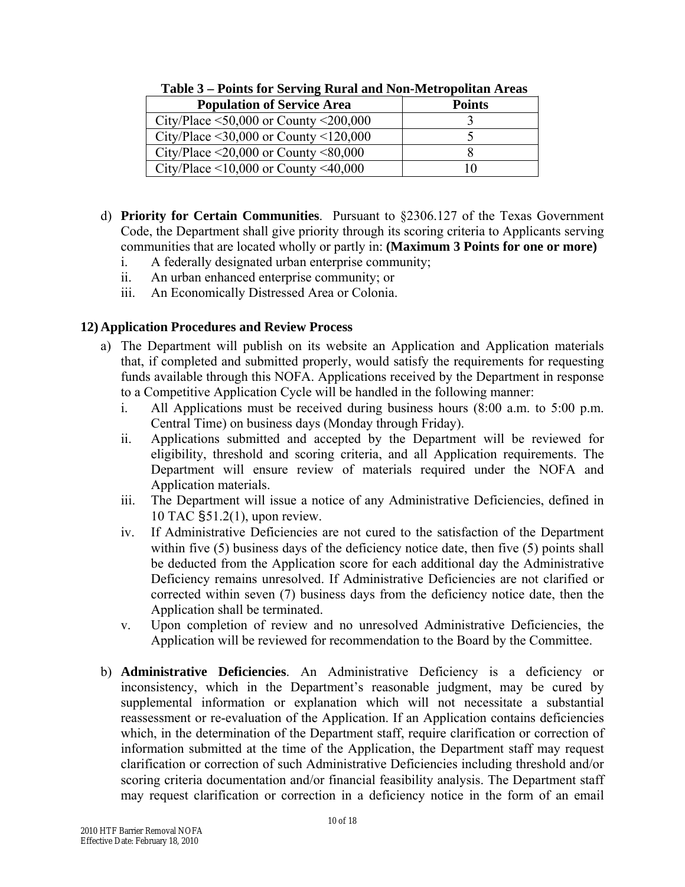**Table 3 – Points for Serving Rural and Non-Metropolitan Areas**

| Population of Service Area | Points |
|---|---|
| City/Place <50,000 or County <200,000 | 3 |
| City/Place <30,000 or County <120,000 | 5 |
| City/Place <20,000 or County <80,000 | 8 |
| City/Place <10,000 or County <40,000 | 10 |

d) **Priority for Certain Communities**. Pursuant to §2306.127 of the Texas Government Code, the Department shall give priority through its scoring criteria to Applicants serving communities that are located wholly or partly in: **(Maximum 3 Points for one or more)**
   i. A federally designated urban enterprise community;
   ii. An urban enhanced enterprise community; or
   iii. An Economically Distressed Area or Colonia.

**12) Application Procedures and Review Process**

a) The Department will publish on its website an Application and Application materials that, if completed and submitted properly, would satisfy the requirements for requesting funds available through this NOFA. Applications received by the Department in response to a Competitive Application Cycle will be handled in the following manner:
   i. All Applications must be received during business hours (8:00 a.m. to 5:00 p.m. Central Time) on business days (Monday through Friday).
   ii. Applications submitted and accepted by the Department will be reviewed for eligibility, threshold and scoring criteria, and all Application requirements. The Department will ensure review of materials required under the NOFA and Application materials.
   iii. The Department will issue a notice of any Administrative Deficiencies, defined in 10 TAC §51.2(1), upon review.
   iv. If Administrative Deficiencies are not cured to the satisfaction of the Department within five (5) business days of the deficiency notice date, then five (5) points shall be deducted from the Application score for each additional day the Administrative Deficiency remains unresolved. If Administrative Deficiencies are not clarified or corrected within seven (7) business days from the deficiency notice date, then the Application shall be terminated.
   v. Upon completion of review and no unresolved Administrative Deficiencies, the Application will be reviewed for recommendation to the Board by the Committee.

b) **Administrative Deficiencies**. An Administrative Deficiency is a deficiency or inconsistency, which in the Department's reasonable judgment, may be cured by supplemental information or explanation which will not necessitate a substantial reassessment or re-evaluation of the Application. If an Application contains deficiencies which, in the determination of the Department staff, require clarification or correction of information submitted at the time of the Application, the Department staff may request clarification or correction of such Administrative Deficiencies including threshold and/or scoring criteria documentation and/or financial feasibility analysis. The Department staff may request clarification or correction in a deficiency notice in the form of an email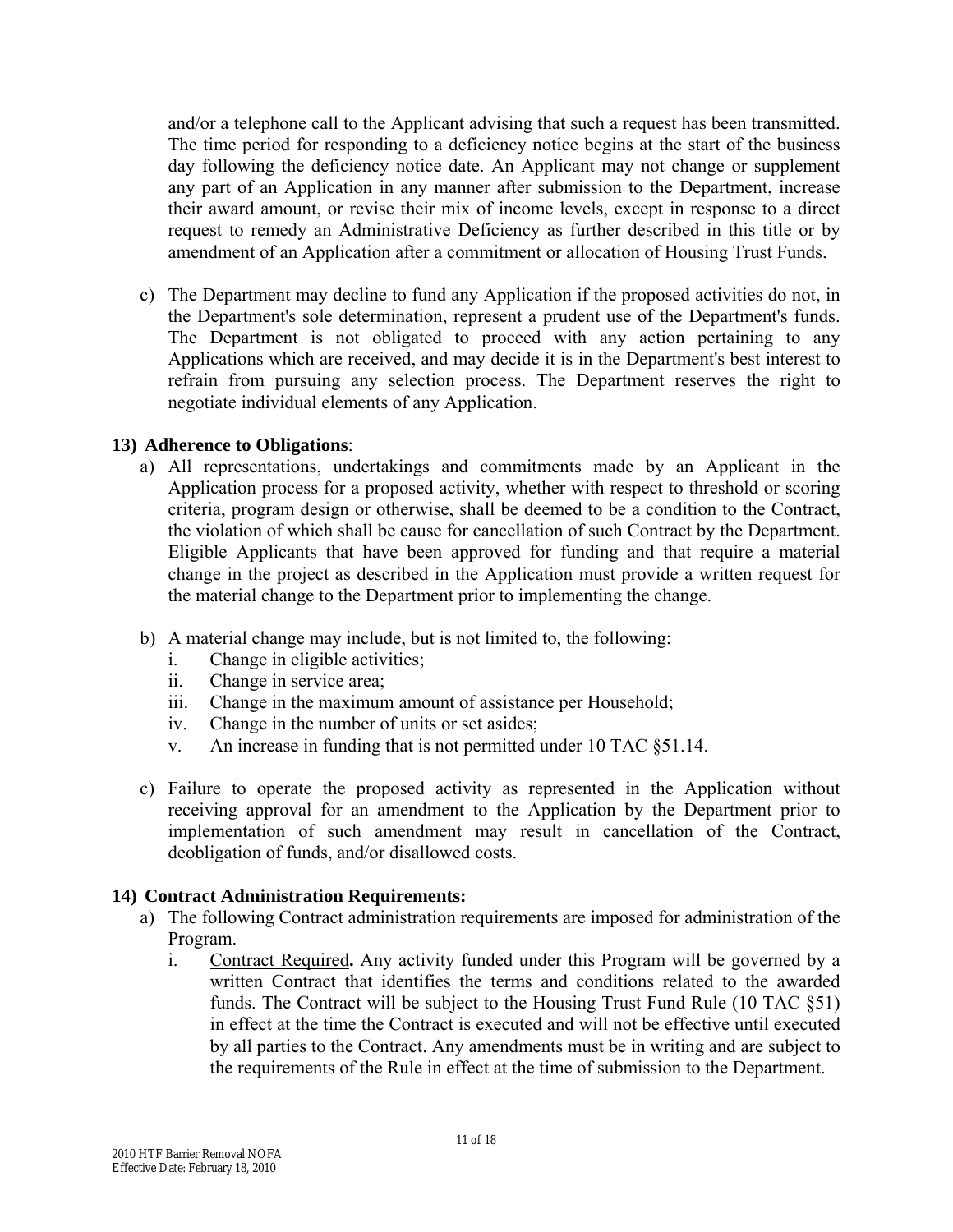and/or a telephone call to the Applicant advising that such a request has been transmitted. The time period for responding to a deficiency notice begins at the start of the business day following the deficiency notice date. An Applicant may not change or supplement any part of an Application in any manner after submission to the Department, increase their award amount, or revise their mix of income levels, except in response to a direct request to remedy an Administrative Deficiency as further described in this title or by amendment of an Application after a commitment or allocation of Housing Trust Funds.

c) The Department may decline to fund any Application if the proposed activities do not, in the Department's sole determination, represent a prudent use of the Department's funds. The Department is not obligated to proceed with any action pertaining to any Applications which are received, and may decide it is in the Department's best interest to refrain from pursuing any selection process. The Department reserves the right to negotiate individual elements of any Application.

**13) Adherence to Obligations**:

a) All representations, undertakings and commitments made by an Applicant in the Application process for a proposed activity, whether with respect to threshold or scoring criteria, program design or otherwise, shall be deemed to be a condition to the Contract, the violation of which shall be cause for cancellation of such Contract by the Department. Eligible Applicants that have been approved for funding and that require a material change in the project as described in the Application must provide a written request for the material change to the Department prior to implementing the change.

b) A material change may include, but is not limited to, the following:
   i. Change in eligible activities;
   ii. Change in service area;
   iii. Change in the maximum amount of assistance per Household;
   iv. Change in the number of units or set asides;
   v. An increase in funding that is not permitted under 10 TAC §51.14.

c) Failure to operate the proposed activity as represented in the Application without receiving approval for an amendment to the Application by the Department prior to implementation of such amendment may result in cancellation of the Contract, deobligation of funds, and/or disallowed costs.

**14) Contract Administration Requirements:**

a) The following Contract administration requirements are imposed for administration of the Program.
   i. <u>Contract Required</u>**.** Any activity funded under this Program will be governed by a written Contract that identifies the terms and conditions related to the awarded funds. The Contract will be subject to the Housing Trust Fund Rule (10 TAC §51) in effect at the time the Contract is executed and will not be effective until executed by all parties to the Contract. Any amendments must be in writing and are subject to the requirements of the Rule in effect at the time of submission to the Department.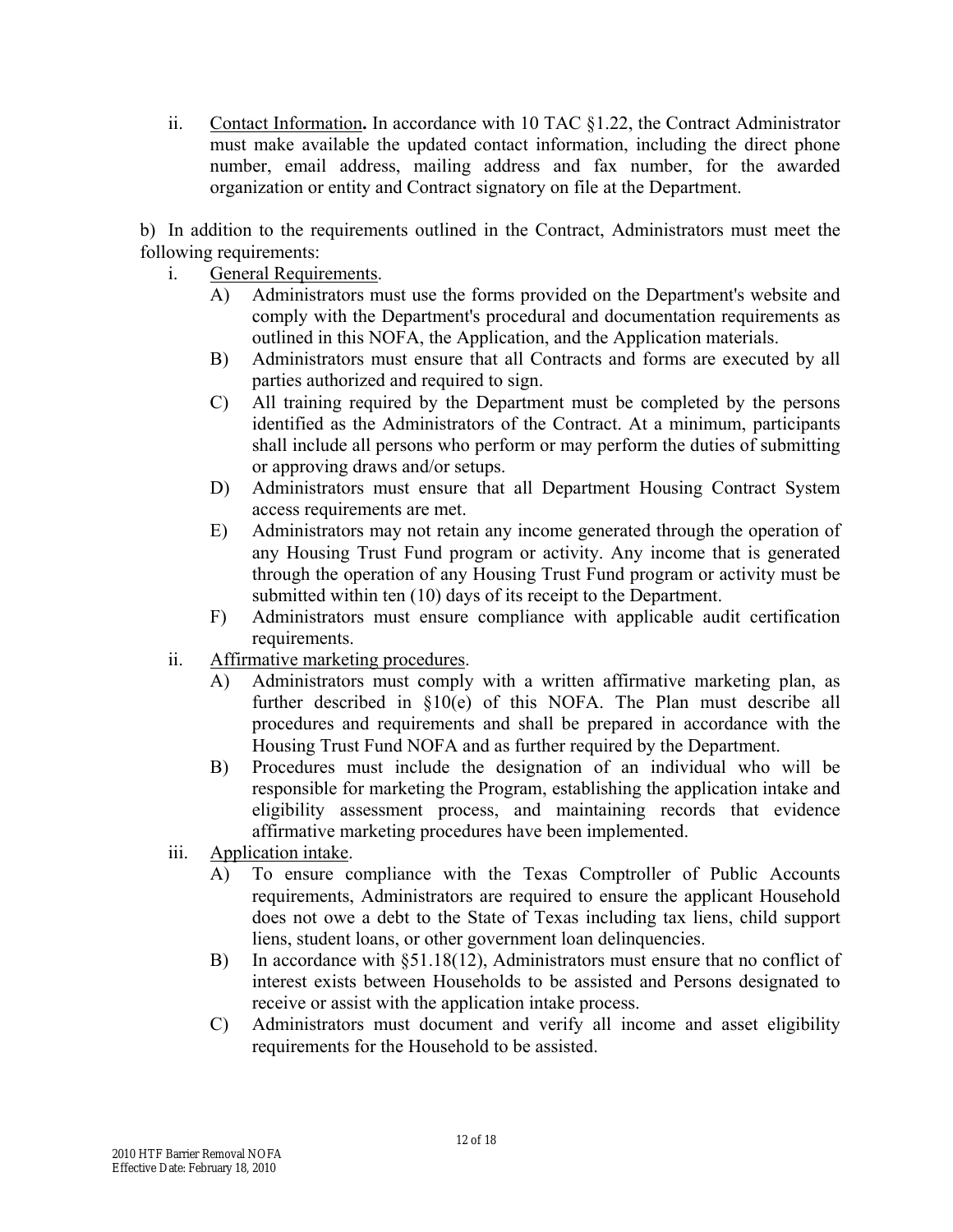ii. <u>Contact Information</u>**.** In accordance with 10 TAC §1.22, the Contract Administrator must make available the updated contact information, including the direct phone number, email address, mailing address and fax number, for the awarded organization or entity and Contract signatory on file at the Department.

b) In addition to the requirements outlined in the Contract, Administrators must meet the following requirements:

i. <u>General Requirements</u>.

A) Administrators must use the forms provided on the Department's website and comply with the Department's procedural and documentation requirements as outlined in this NOFA, the Application, and the Application materials.

B) Administrators must ensure that all Contracts and forms are executed by all parties authorized and required to sign.

C) All training required by the Department must be completed by the persons identified as the Administrators of the Contract. At a minimum, participants shall include all persons who perform or may perform the duties of submitting or approving draws and/or setups.

D) Administrators must ensure that all Department Housing Contract System access requirements are met.

E) Administrators may not retain any income generated through the operation of any Housing Trust Fund program or activity. Any income that is generated through the operation of any Housing Trust Fund program or activity must be submitted within ten (10) days of its receipt to the Department.

F) Administrators must ensure compliance with applicable audit certification requirements.

ii. <u>Affirmative marketing procedures</u>.

A) Administrators must comply with a written affirmative marketing plan, as further described in §10(e) of this NOFA. The Plan must describe all procedures and requirements and shall be prepared in accordance with the Housing Trust Fund NOFA and as further required by the Department.

B) Procedures must include the designation of an individual who will be responsible for marketing the Program, establishing the application intake and eligibility assessment process, and maintaining records that evidence affirmative marketing procedures have been implemented.

iii. <u>Application intake</u>.

A) To ensure compliance with the Texas Comptroller of Public Accounts requirements, Administrators are required to ensure the applicant Household does not owe a debt to the State of Texas including tax liens, child support liens, student loans, or other government loan delinquencies.

B) In accordance with §51.18(12), Administrators must ensure that no conflict of interest exists between Households to be assisted and Persons designated to receive or assist with the application intake process.

C) Administrators must document and verify all income and asset eligibility requirements for the Household to be assisted.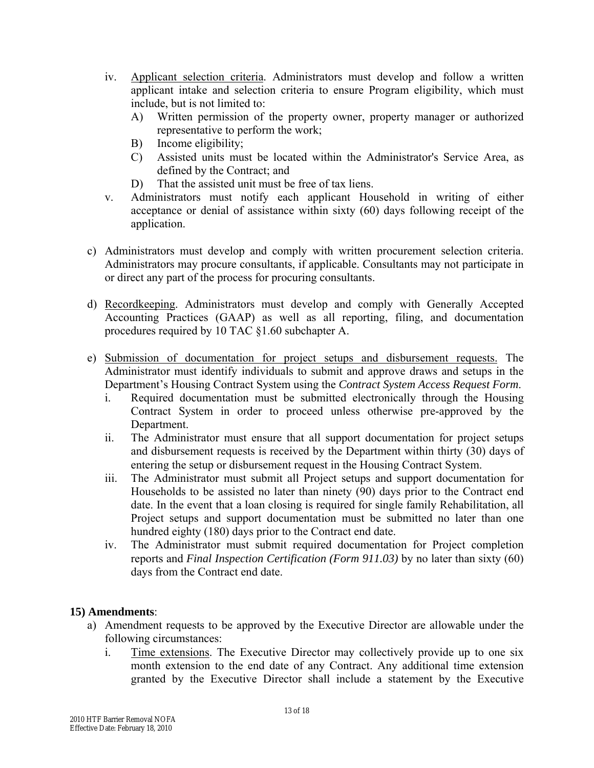iv. <u>Applicant selection criteria</u>. Administrators must develop and follow a written applicant intake and selection criteria to ensure Program eligibility, which must include, but is not limited to:

   A) Written permission of the property owner, property manager or authorized representative to perform the work;
   B) Income eligibility;
   C) Assisted units must be located within the Administrator's Service Area, as defined by the Contract; and
   D) That the assisted unit must be free of tax liens.

v. Administrators must notify each applicant Household in writing of either acceptance or denial of assistance within sixty (60) days following receipt of the application.

c) Administrators must develop and comply with written procurement selection criteria. Administrators may procure consultants, if applicable. Consultants may not participate in or direct any part of the process for procuring consultants.

d) <u>Recordkeeping</u>. Administrators must develop and comply with Generally Accepted Accounting Practices (GAAP) as well as all reporting, filing, and documentation procedures required by 10 TAC §1.60 subchapter A.

e) <u>Submission of documentation for project setups and disbursement requests.</u> The Administrator must identify individuals to submit and approve draws and setups in the Department's Housing Contract System using the *Contract System Access Request Form*.

   i. Required documentation must be submitted electronically through the Housing Contract System in order to proceed unless otherwise pre-approved by the Department.
   ii. The Administrator must ensure that all support documentation for project setups and disbursement requests is received by the Department within thirty (30) days of entering the setup or disbursement request in the Housing Contract System.
   iii. The Administrator must submit all Project setups and support documentation for Households to be assisted no later than ninety (90) days prior to the Contract end date. In the event that a loan closing is required for single family Rehabilitation, all Project setups and support documentation must be submitted no later than one hundred eighty (180) days prior to the Contract end date.
   iv. The Administrator must submit required documentation for Project completion reports and *Final Inspection Certification (Form 911.03)* by no later than sixty (60) days from the Contract end date.

**15) Amendments**:

a) Amendment requests to be approved by the Executive Director are allowable under the following circumstances:

   i. <u>Time extensions</u>. The Executive Director may collectively provide up to one six month extension to the end date of any Contract. Any additional time extension granted by the Executive Director shall include a statement by the Executive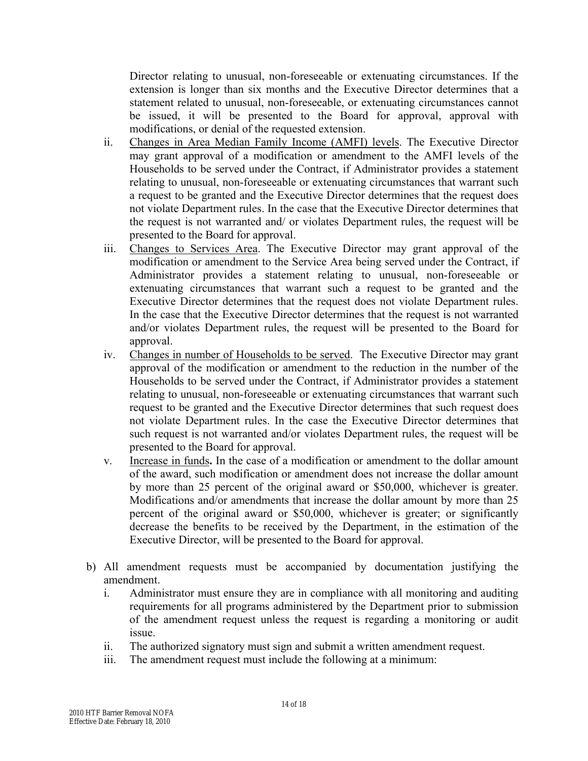Director relating to unusual, non-foreseeable or extenuating circumstances. If the extension is longer than six months and the Executive Director determines that a statement related to unusual, non-foreseeable, or extenuating circumstances cannot be issued, it will be presented to the Board for approval, approval with modifications, or denial of the requested extension.

ii. Changes in Area Median Family Income (AMFI) levels. The Executive Director may grant approval of a modification or amendment to the AMFI levels of the Households to be served under the Contract, if Administrator provides a statement relating to unusual, non-foreseeable or extenuating circumstances that warrant such a request to be granted and the Executive Director determines that the request does not violate Department rules. In the case that the Executive Director determines that the request is not warranted and/ or violates Department rules, the request will be presented to the Board for approval.

iii. Changes to Services Area. The Executive Director may grant approval of the modification or amendment to the Service Area being served under the Contract, if Administrator provides a statement relating to unusual, non-foreseeable or extenuating circumstances that warrant such a request to be granted and the Executive Director determines that the request does not violate Department rules. In the case that the Executive Director determines that the request is not warranted and/or violates Department rules, the request will be presented to the Board for approval.

iv. Changes in number of Households to be served. The Executive Director may grant approval of the modification or amendment to the reduction in the number of the Households to be served under the Contract, if Administrator provides a statement relating to unusual, non-foreseeable or extenuating circumstances that warrant such request to be granted and the Executive Director determines that such request does not violate Department rules. In the case the Executive Director determines that such request is not warranted and/or violates Department rules, the request will be presented to the Board for approval.

v. Increase in funds**.** In the case of a modification or amendment to the dollar amount of the award, such modification or amendment does not increase the dollar amount by more than 25 percent of the original award or $50,000, whichever is greater. Modifications and/or amendments that increase the dollar amount by more than 25 percent of the original award or $50,000, whichever is greater; or significantly decrease the benefits to be received by the Department, in the estimation of the Executive Director, will be presented to the Board for approval.

b) All amendment requests must be accompanied by documentation justifying the amendment.

i. Administrator must ensure they are in compliance with all monitoring and auditing requirements for all programs administered by the Department prior to submission of the amendment request unless the request is regarding a monitoring or audit issue.

ii. The authorized signatory must sign and submit a written amendment request.

iii. The amendment request must include the following at a minimum: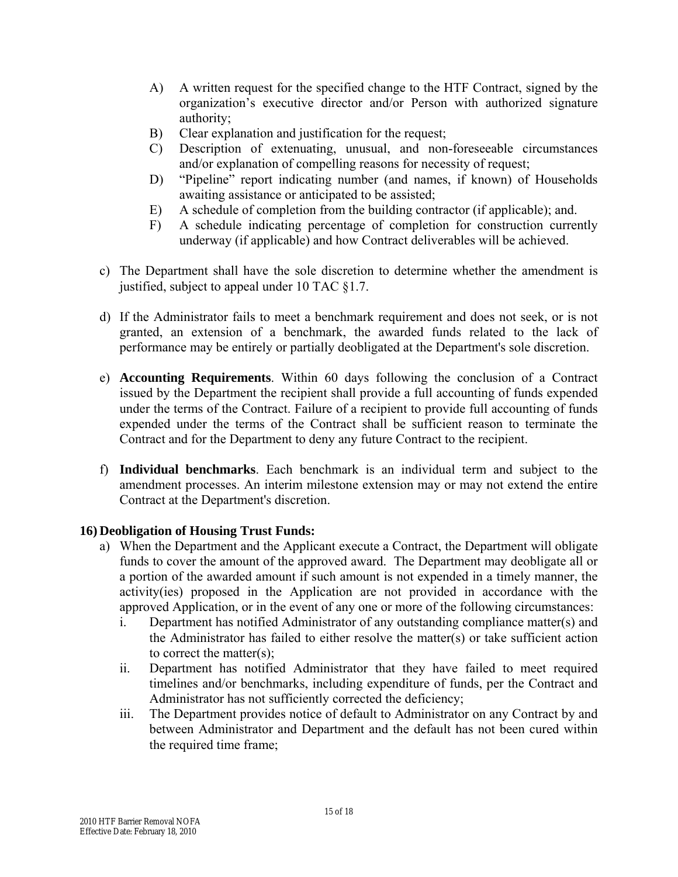A) A written request for the specified change to the HTF Contract, signed by the organization's executive director and/or Person with authorized signature authority;
B) Clear explanation and justification for the request;
C) Description of extenuating, unusual, and non-foreseeable circumstances and/or explanation of compelling reasons for necessity of request;
D) "Pipeline" report indicating number (and names, if known) of Households awaiting assistance or anticipated to be assisted;
E) A schedule of completion from the building contractor (if applicable); and.
F) A schedule indicating percentage of completion for construction currently underway (if applicable) and how Contract deliverables will be achieved.

c) The Department shall have the sole discretion to determine whether the amendment is justified, subject to appeal under 10 TAC §1.7.

d) If the Administrator fails to meet a benchmark requirement and does not seek, or is not granted, an extension of a benchmark, the awarded funds related to the lack of performance may be entirely or partially deobligated at the Department's sole discretion.

e) **Accounting Requirements**. Within 60 days following the conclusion of a Contract issued by the Department the recipient shall provide a full accounting of funds expended under the terms of the Contract. Failure of a recipient to provide full accounting of funds expended under the terms of the Contract shall be sufficient reason to terminate the Contract and for the Department to deny any future Contract to the recipient.

f) **Individual benchmarks**. Each benchmark is an individual term and subject to the amendment processes. An interim milestone extension may or may not extend the entire Contract at the Department's discretion.

**16) Deobligation of Housing Trust Funds:**

a) When the Department and the Applicant execute a Contract, the Department will obligate funds to cover the amount of the approved award. The Department may deobligate all or a portion of the awarded amount if such amount is not expended in a timely manner, the activity(ies) proposed in the Application are not provided in accordance with the approved Application, or in the event of any one or more of the following circumstances:
   i. Department has notified Administrator of any outstanding compliance matter(s) and the Administrator has failed to either resolve the matter(s) or take sufficient action to correct the matter(s);
   ii. Department has notified Administrator that they have failed to meet required timelines and/or benchmarks, including expenditure of funds, per the Contract and Administrator has not sufficiently corrected the deficiency;
   iii. The Department provides notice of default to Administrator on any Contract by and between Administrator and Department and the default has not been cured within the required time frame;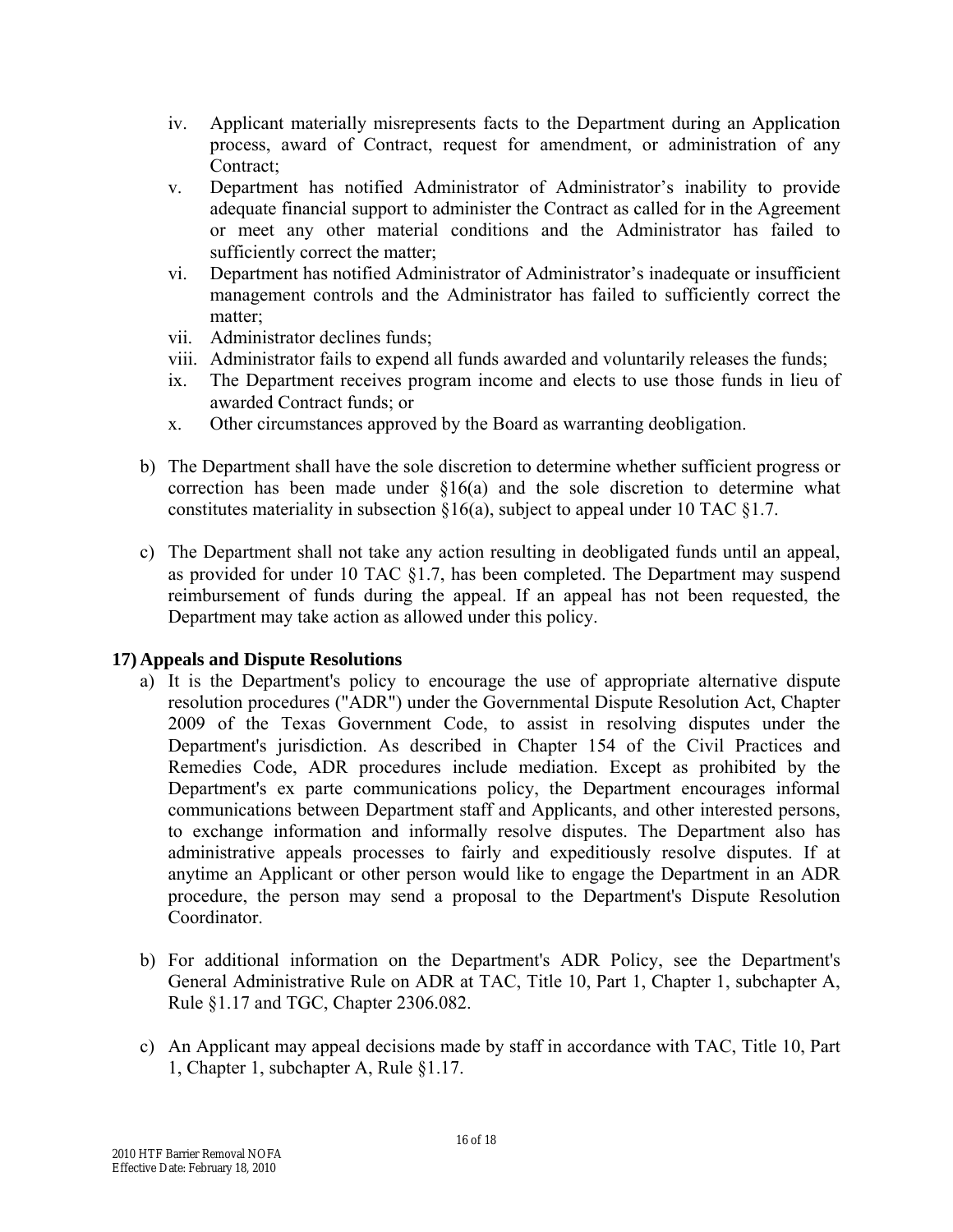iv. Applicant materially misrepresents facts to the Department during an Application process, award of Contract, request for amendment, or administration of any Contract;
v. Department has notified Administrator of Administrator's inability to provide adequate financial support to administer the Contract as called for in the Agreement or meet any other material conditions and the Administrator has failed to sufficiently correct the matter;
vi. Department has notified Administrator of Administrator's inadequate or insufficient management controls and the Administrator has failed to sufficiently correct the matter;
vii. Administrator declines funds;
viii. Administrator fails to expend all funds awarded and voluntarily releases the funds;
ix. The Department receives program income and elects to use those funds in lieu of awarded Contract funds; or
x. Other circumstances approved by the Board as warranting deobligation.

b) The Department shall have the sole discretion to determine whether sufficient progress or correction has been made under §16(a) and the sole discretion to determine what constitutes materiality in subsection §16(a), subject to appeal under 10 TAC §1.7.

c) The Department shall not take any action resulting in deobligated funds until an appeal, as provided for under 10 TAC §1.7, has been completed. The Department may suspend reimbursement of funds during the appeal. If an appeal has not been requested, the Department may take action as allowed under this policy.

**17) Appeals and Dispute Resolutions**

a) It is the Department's policy to encourage the use of appropriate alternative dispute resolution procedures ("ADR") under the Governmental Dispute Resolution Act, Chapter 2009 of the Texas Government Code, to assist in resolving disputes under the Department's jurisdiction. As described in Chapter 154 of the Civil Practices and Remedies Code, ADR procedures include mediation. Except as prohibited by the Department's ex parte communications policy, the Department encourages informal communications between Department staff and Applicants, and other interested persons, to exchange information and informally resolve disputes. The Department also has administrative appeals processes to fairly and expeditiously resolve disputes. If at anytime an Applicant or other person would like to engage the Department in an ADR procedure, the person may send a proposal to the Department's Dispute Resolution Coordinator.

b) For additional information on the Department's ADR Policy, see the Department's General Administrative Rule on ADR at TAC, Title 10, Part 1, Chapter 1, subchapter A, Rule §1.17 and TGC, Chapter 2306.082.

c) An Applicant may appeal decisions made by staff in accordance with TAC, Title 10, Part 1, Chapter 1, subchapter A, Rule §1.17.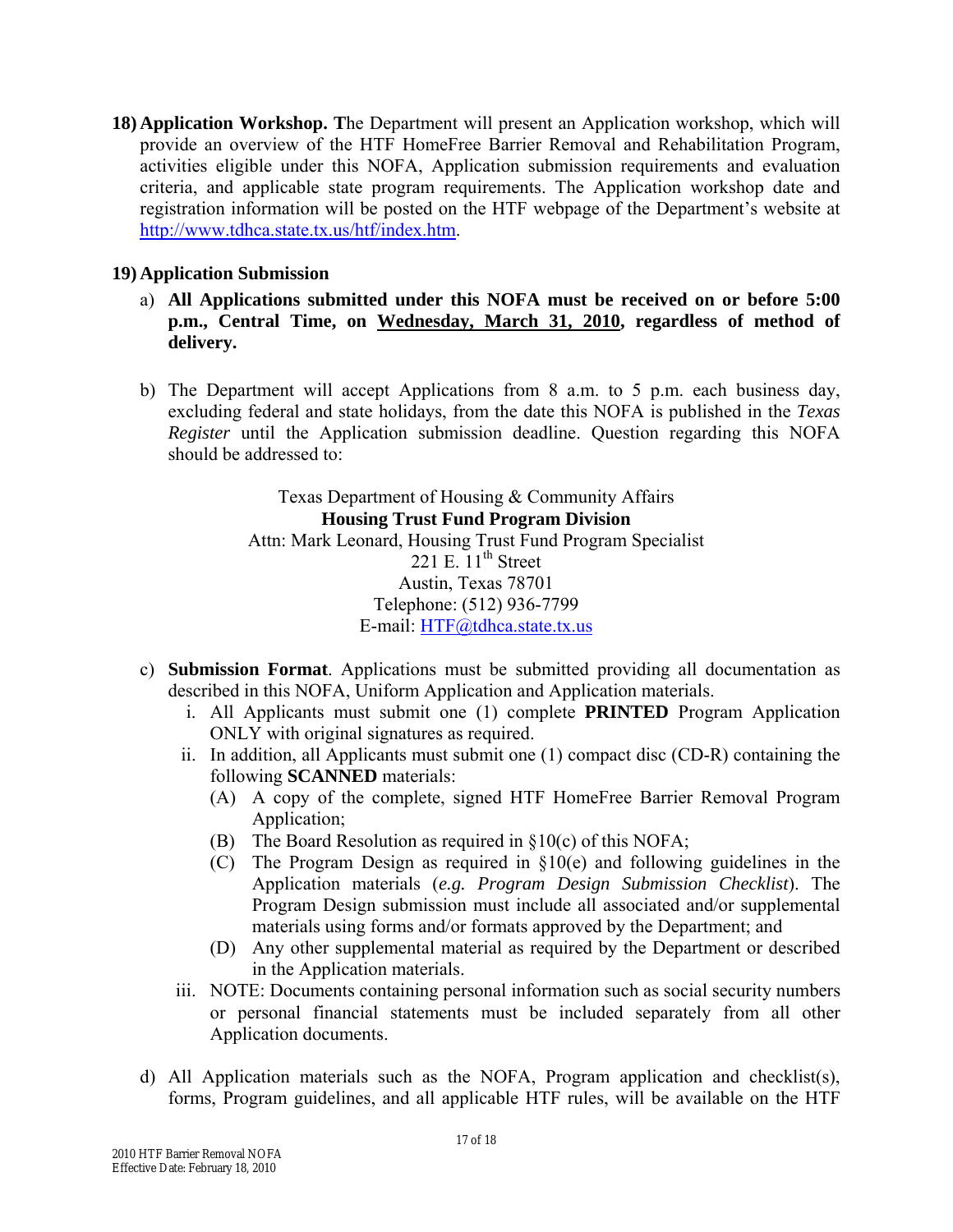**18) Application Workshop.** The Department will present an Application workshop, which will provide an overview of the HTF HomeFree Barrier Removal and Rehabilitation Program, activities eligible under this NOFA, Application submission requirements and evaluation criteria, and applicable state program requirements. The Application workshop date and registration information will be posted on the HTF webpage of the Department's website at http://www.tdhca.state.tx.us/htf/index.htm.

**19) Application Submission**

a) **All Applications submitted under this NOFA must be received on or before 5:00 p.m., Central Time, on Wednesday, March 31, 2010, regardless of method of delivery.**

b) The Department will accept Applications from 8 a.m. to 5 p.m. each business day, excluding federal and state holidays, from the date this NOFA is published in the *Texas Register* until the Application submission deadline. Question regarding this NOFA should be addressed to:

Texas Department of Housing & Community Affairs
**Housing Trust Fund Program Division**
Attn: Mark Leonard, Housing Trust Fund Program Specialist
221 E. 11th Street
Austin, Texas 78701
Telephone: (512) 936-7799
E-mail: HTF@tdhca.state.tx.us

c) **Submission Format**. Applications must be submitted providing all documentation as described in this NOFA, Uniform Application and Application materials.

   i. All Applicants must submit one (1) complete **PRINTED** Program Application ONLY with original signatures as required.

   ii. In addition, all Applicants must submit one (1) compact disc (CD-R) containing the following **SCANNED** materials:

      (A) A copy of the complete, signed HTF HomeFree Barrier Removal Program Application;

      (B) The Board Resolution as required in §10(c) of this NOFA;

      (C) The Program Design as required in §10(e) and following guidelines in the Application materials (*e.g. Program Design Submission Checklist*). The Program Design submission must include all associated and/or supplemental materials using forms and/or formats approved by the Department; and

      (D) Any other supplemental material as required by the Department or described in the Application materials.

   iii. NOTE: Documents containing personal information such as social security numbers or personal financial statements must be included separately from all other Application documents.

d) All Application materials such as the NOFA, Program application and checklist(s), forms, Program guidelines, and all applicable HTF rules, will be available on the HTF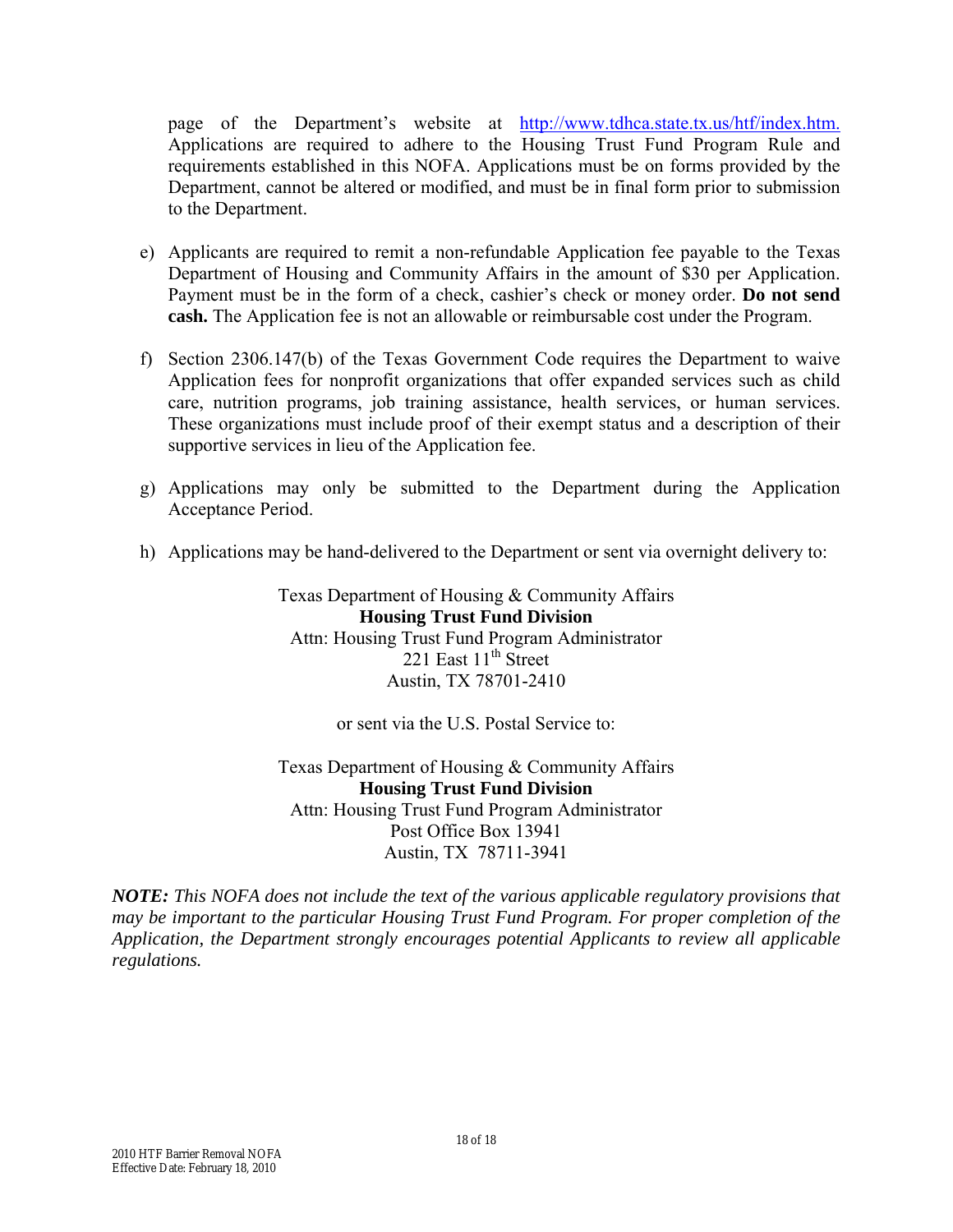page of the Department's website at http://www.tdhca.state.tx.us/htf/index.htm. Applications are required to adhere to the Housing Trust Fund Program Rule and requirements established in this NOFA. Applications must be on forms provided by the Department, cannot be altered or modified, and must be in final form prior to submission to the Department.

e) Applicants are required to remit a non-refundable Application fee payable to the Texas Department of Housing and Community Affairs in the amount of $30 per Application. Payment must be in the form of a check, cashier's check or money order. **Do not send cash.** The Application fee is not an allowable or reimbursable cost under the Program.

f) Section 2306.147(b) of the Texas Government Code requires the Department to waive Application fees for nonprofit organizations that offer expanded services such as child care, nutrition programs, job training assistance, health services, or human services. These organizations must include proof of their exempt status and a description of their supportive services in lieu of the Application fee.

g) Applications may only be submitted to the Department during the Application Acceptance Period.

h) Applications may be hand-delivered to the Department or sent via overnight delivery to:

Texas Department of Housing & Community Affairs
**Housing Trust Fund Division**
Attn: Housing Trust Fund Program Administrator
221 East 11th Street
Austin, TX 78701-2410

or sent via the U.S. Postal Service to:

Texas Department of Housing & Community Affairs
**Housing Trust Fund Division**
Attn: Housing Trust Fund Program Administrator
Post Office Box 13941
Austin, TX 78711-3941

***NOTE:*** *This NOFA does not include the text of the various applicable regulatory provisions that may be important to the particular Housing Trust Fund Program. For proper completion of the Application, the Department strongly encourages potential Applicants to review all applicable regulations.*

2010 HTF Barrier Removal NOFA
Effective Date: February 18, 2010